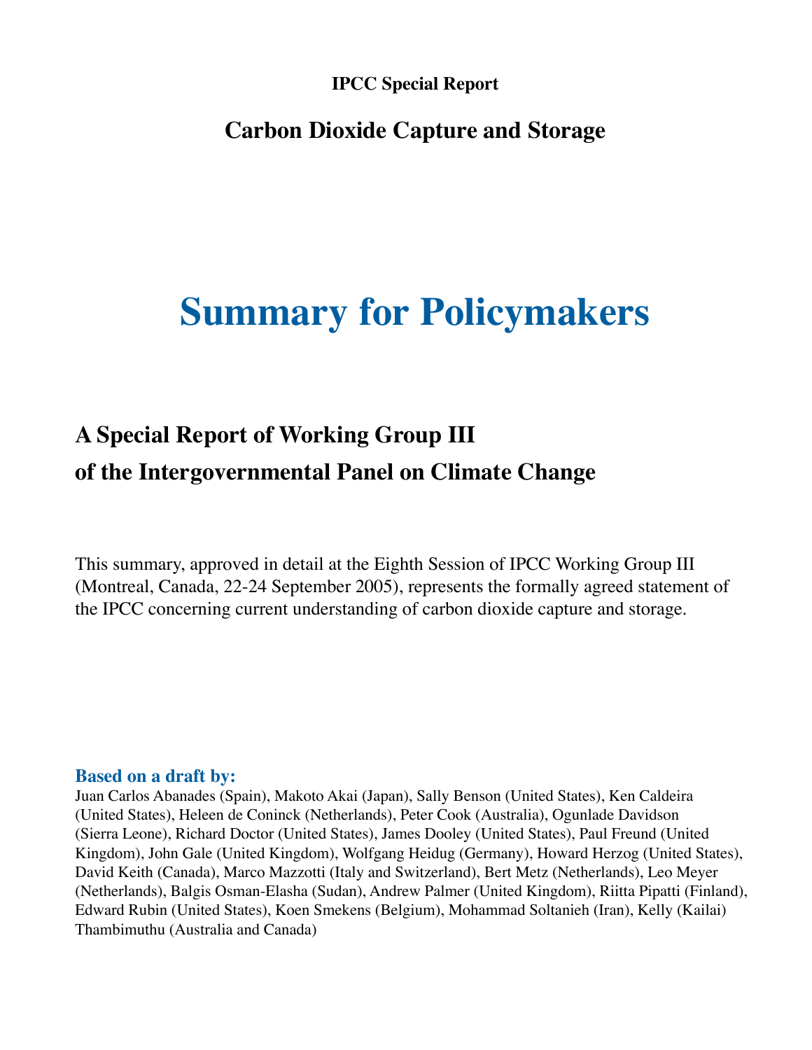**IPCC Special Report**

## Carbon Dioxide Capture and Storage

# Summary for Policymakers

## A Special Report of Working Group III
## of the Intergovernmental Panel on Climate Change

This summary, approved in detail at the Eighth Session of IPCC Working Group III (Montreal, Canada, 22-24 September 2005), represents the formally agreed statement of the IPCC concerning current understanding of carbon dioxide capture and storage.

**Based on a draft by:**

Juan Carlos Abanades (Spain), Makoto Akai (Japan), Sally Benson (United States), Ken Caldeira (United States), Heleen de Coninck (Netherlands), Peter Cook (Australia), Ogunlade Davidson (Sierra Leone), Richard Doctor (United States), James Dooley (United States), Paul Freund (United Kingdom), John Gale (United Kingdom), Wolfgang Heidug (Germany), Howard Herzog (United States), David Keith (Canada), Marco Mazzotti (Italy and Switzerland), Bert Metz (Netherlands), Leo Meyer (Netherlands), Balgis Osman-Elasha (Sudan), Andrew Palmer (United Kingdom), Riitta Pipatti (Finland), Edward Rubin (United States), Koen Smekens (Belgium), Mohammad Soltanieh (Iran), Kelly (Kailai) Thambimuthu (Australia and Canada)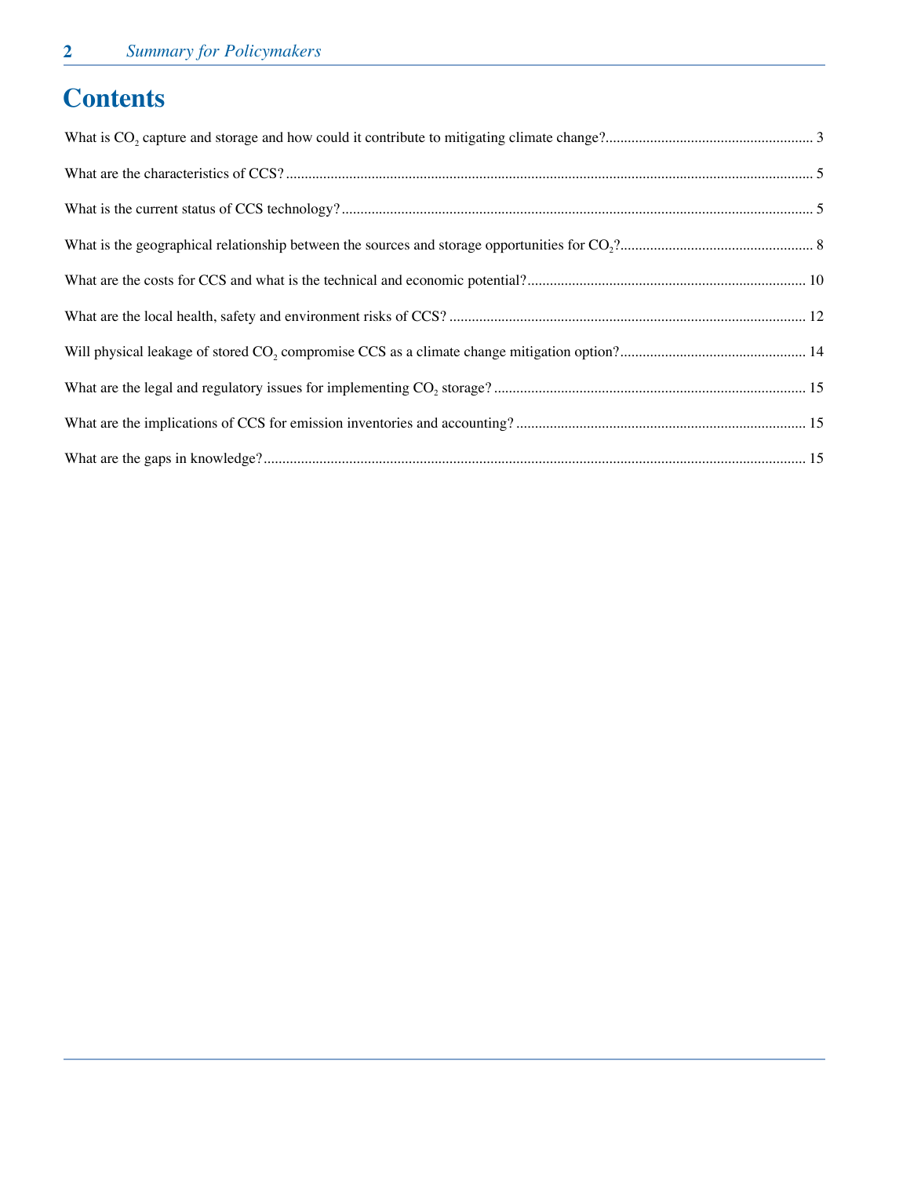# Contents

What is $CO_2$ capture and storage and how could it contribute to mitigating climate change? ........ 3

What are the characteristics of CCS? ........ 5

What is the current status of CCS technology? ........ 5

What is the geographical relationship between the sources and storage opportunities for $CO_2$? ........ 8

What are the costs for CCS and what is the technical and economic potential? ........ 10

What are the local health, safety and environment risks of CCS? ........ 12

Will physical leakage of stored $CO_2$ compromise CCS as a climate change mitigation option? ........ 14

What are the legal and regulatory issues for implementing $CO_2$ storage? ........ 15

What are the implications of CCS for emission inventories and accounting? ........ 15

What are the gaps in knowledge? ........ 15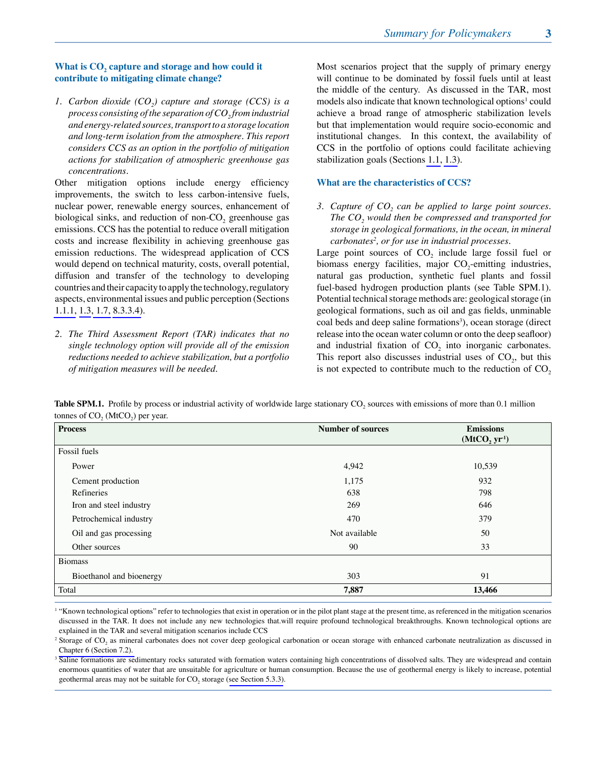## What is $CO_2$ capture and storage and how could it contribute to mitigating climate change?

1. *Carbon dioxide ($CO_2$) capture and storage (CCS) is a process consisting of the separation of $CO_2$ from industrial and energy-related sources, transport to a storage location and long-term isolation from the atmosphere. This report considers CCS as an option in the portfolio of mitigation actions for stabilization of atmospheric greenhouse gas concentrations.*

Other mitigation options include energy efficiency improvements, the switch to less carbon-intensive fuels, nuclear power, renewable energy sources, enhancement of biological sinks, and reduction of non-$CO_2$ greenhouse gas emissions. CCS has the potential to reduce overall mitigation costs and increase flexibility in achieving greenhouse gas emission reductions. The widespread application of CCS would depend on technical maturity, costs, overall potential, diffusion and transfer of the technology to developing countries and their capacity to apply the technology, regulatory aspects, environmental issues and public perception (Sections 1.1.1, 1.3, 1.7, 8.3.3.4).

2. *The Third Assessment Report (TAR) indicates that no single technology option will provide all of the emission reductions needed to achieve stabilization, but a portfolio of mitigation measures will be needed.*

Most scenarios project that the supply of primary energy will continue to be dominated by fossil fuels until at least the middle of the century. As discussed in the TAR, most models also indicate that known technological options[1] could achieve a broad range of atmospheric stabilization levels but that implementation would require socio-economic and institutional changes. In this context, the availability of CCS in the portfolio of options could facilitate achieving stabilization goals (Sections 1.1, 1.3).

## What are the characteristics of CCS?

3. *Capture of $CO_2$ can be applied to large point sources. The $CO_2$ would then be compressed and transported for storage in geological formations, in the ocean, in mineral carbonates[2], or for use in industrial processes.*

Large point sources of $CO_2$ include large fossil fuel or biomass energy facilities, major $CO_2$-emitting industries, natural gas production, synthetic fuel plants and fossil fuel-based hydrogen production plants (see Table SPM.1). Potential technical storage methods are: geological storage (in geological formations, such as oil and gas fields, unminable coal beds and deep saline formations[3]), ocean storage (direct release into the ocean water column or onto the deep seafloor) and industrial fixation of $CO_2$ into inorganic carbonates. This report also discusses industrial uses of $CO_2$, but this is not expected to contribute much to the reduction of $CO_2$

**Table SPM.1.** Profile by process or industrial activity of worldwide large stationary $CO_2$ sources with emissions of more than 0.1 million tonnes of $CO_2$ ($MtCO_2$) per year.

| Process | Number of sources | Emissions ($MtCO_2$ $yr^{-1}$) |
|---|---|---|
| Fossil fuels | | |
| Power | 4,942 | 10,539 |
| Cement production | 1,175 | 932 |
| Refineries | 638 | 798 |
| Iron and steel industry | 269 | 646 |
| Petrochemical industry | 470 | 379 |
| Oil and gas processing | Not available | 50 |
| Other sources | 90 | 33 |
| Biomass | | |
| Bioethanol and bioenergy | 303 | 91 |
| Total | **7,887** | **13,466** |

[1] "Known technological options" refer to technologies that exist in operation or in the pilot plant stage at the present time, as referenced in the mitigation scenarios discussed in the TAR. It does not include any new technologies that.will require profound technological breakthroughs. Known technological options are explained in the TAR and several mitigation scenarios include CCS

[2] Storage of $CO_2$ as mineral carbonates does not cover deep geological carbonation or ocean storage with enhanced carbonate neutralization as discussed in Chapter 6 (Section 7.2).

[3] Saline formations are sedimentary rocks saturated with formation waters containing high concentrations of dissolved salts. They are widespread and contain enormous quantities of water that are unsuitable for agriculture or human consumption. Because the use of geothermal energy is likely to increase, potential geothermal areas may not be suitable for $CO_2$ storage (see Section 5.3.3).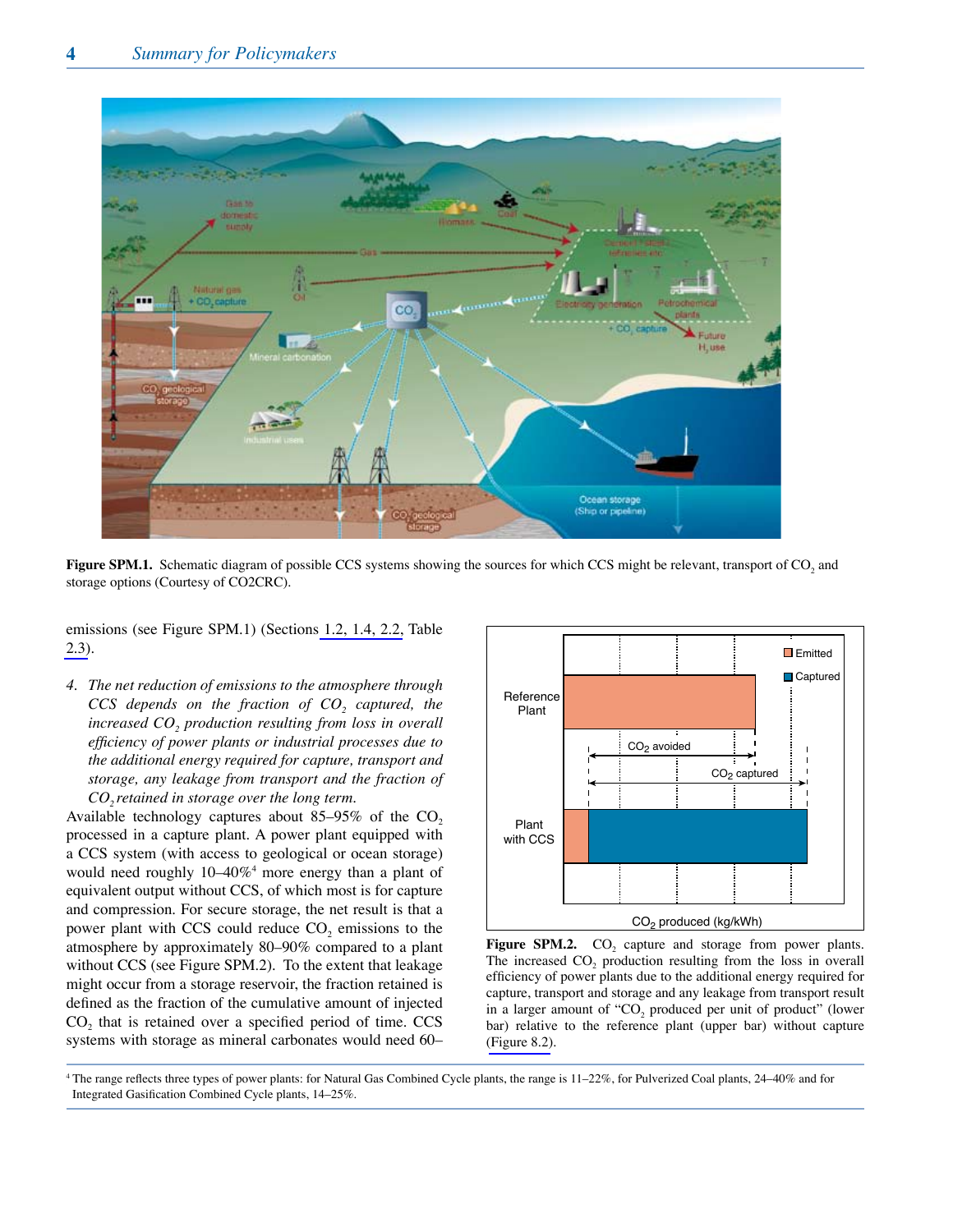Figure SPM.1. Schematic diagram of possible CCS systems showing the sources for which CCS might be relevant, transport of $CO_2$ and storage options (Courtesy of CO2CRC).

emissions (see Figure SPM.1) (Sections 1.2, 1.4, 2.2, Table 2.3).

4. *The net reduction of emissions to the atmosphere through CCS depends on the fraction of $CO_2$ captured, the increased $CO_2$ production resulting from loss in overall efficiency of power plants or industrial processes due to the additional energy required for capture, transport and storage, any leakage from transport and the fraction of $CO_2$ retained in storage over the long term.*

Available technology captures about 85–95% of the $CO_2$ processed in a capture plant. A power plant equipped with a CCS system (with access to geological or ocean storage) would need roughly 10–40%[4] more energy than a plant of equivalent output without CCS, of which most is for capture and compression. For secure storage, the net result is that a power plant with CCS could reduce $CO_2$ emissions to the atmosphere by approximately 80–90% compared to a plant without CCS (see Figure SPM.2). To the extent that leakage might occur from a storage reservoir, the fraction retained is defined as the fraction of the cumulative amount of injected $CO_2$ that is retained over a specified period of time. CCS systems with storage as mineral carbonates would need 60–

**Figure SPM.2.** $CO_2$ capture and storage from power plants. The increased $CO_2$ production resulting from the loss in overall efficiency of power plants due to the additional energy required for capture, transport and storage and any leakage from transport result in a larger amount of "$CO_2$ produced per unit of product" (lower bar) relative to the reference plant (upper bar) without capture (Figure 8.2).

[4] The range reflects three types of power plants: for Natural Gas Combined Cycle plants, the range is 11–22%, for Pulverized Coal plants, 24–40% and for Integrated Gasification Combined Cycle plants, 14–25%.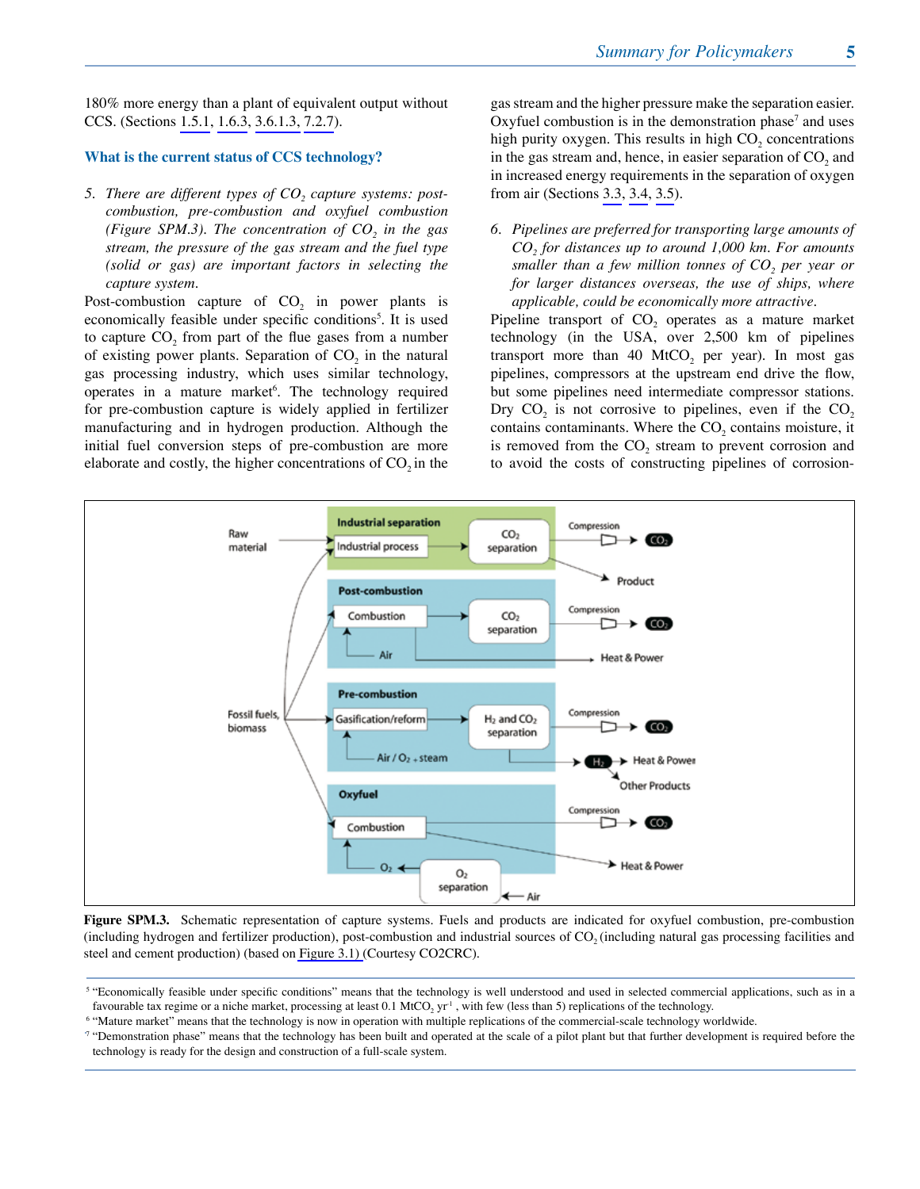180% more energy than a plant of equivalent output without CCS. (Sections 1.5.1, 1.6.3, 3.6.1.3, 7.2.7).

### What is the current status of CCS technology?

5. *There are different types of $CO_2$ capture systems: post-combustion, pre-combustion and oxyfuel combustion (Figure SPM.3). The concentration of $CO_2$ in the gas stream, the pressure of the gas stream and the fuel type (solid or gas) are important factors in selecting the capture system.*

Post-combustion capture of $CO_2$ in power plants is economically feasible under specific conditions[5]. It is used to capture $CO_2$ from part of the flue gases from a number of existing power plants. Separation of $CO_2$ in the natural gas processing industry, which uses similar technology, operates in a mature market[6]. The technology required for pre-combustion capture is widely applied in fertilizer manufacturing and in hydrogen production. Although the initial fuel conversion steps of pre-combustion are more elaborate and costly, the higher concentrations of $CO_2$ in the gas stream and the higher pressure make the separation easier. Oxyfuel combustion is in the demonstration phase[7] and uses high purity oxygen. This results in high $CO_2$ concentrations in the gas stream and, hence, in easier separation of $CO_2$ and in increased energy requirements in the separation of oxygen from air (Sections 3.3, 3.4, 3.5).

6. *Pipelines are preferred for transporting large amounts of $CO_2$ for distances up to around 1,000 km. For amounts smaller than a few million tonnes of $CO_2$ per year or for larger distances overseas, the use of ships, where applicable, could be economically more attractive.*

Pipeline transport of $CO_2$ operates as a mature market technology (in the USA, over 2,500 km of pipelines transport more than 40 $MtCO_2$ per year). In most gas pipelines, compressors at the upstream end drive the flow, but some pipelines need intermediate compressor stations. Dry $CO_2$ is not corrosive to pipelines, even if the $CO_2$ contains contaminants. Where the $CO_2$ contains moisture, it is removed from the $CO_2$ stream to prevent corrosion and to avoid the costs of constructing pipelines of corrosion-

**Figure SPM.3.** Schematic representation of capture systems. Fuels and products are indicated for oxyfuel combustion, pre-combustion (including hydrogen and fertilizer production), post-combustion and industrial sources of $CO_2$ (including natural gas processing facilities and steel and cement production) (based on Figure 3.1) (Courtesy CO2CRC).

---

[5] "Economically feasible under specific conditions" means that the technology is well understood and used in selected commercial applications, such as in a favourable tax regime or a niche market, processing at least 0.1 $MtCO_2$ $yr^{-1}$ , with few (less than 5) replications of the technology.

[6] "Mature market" means that the technology is now in operation with multiple replications of the commercial-scale technology worldwide.

[7] "Demonstration phase" means that the technology has been built and operated at the scale of a pilot plant but that further development is required before the technology is ready for the design and construction of a full-scale system.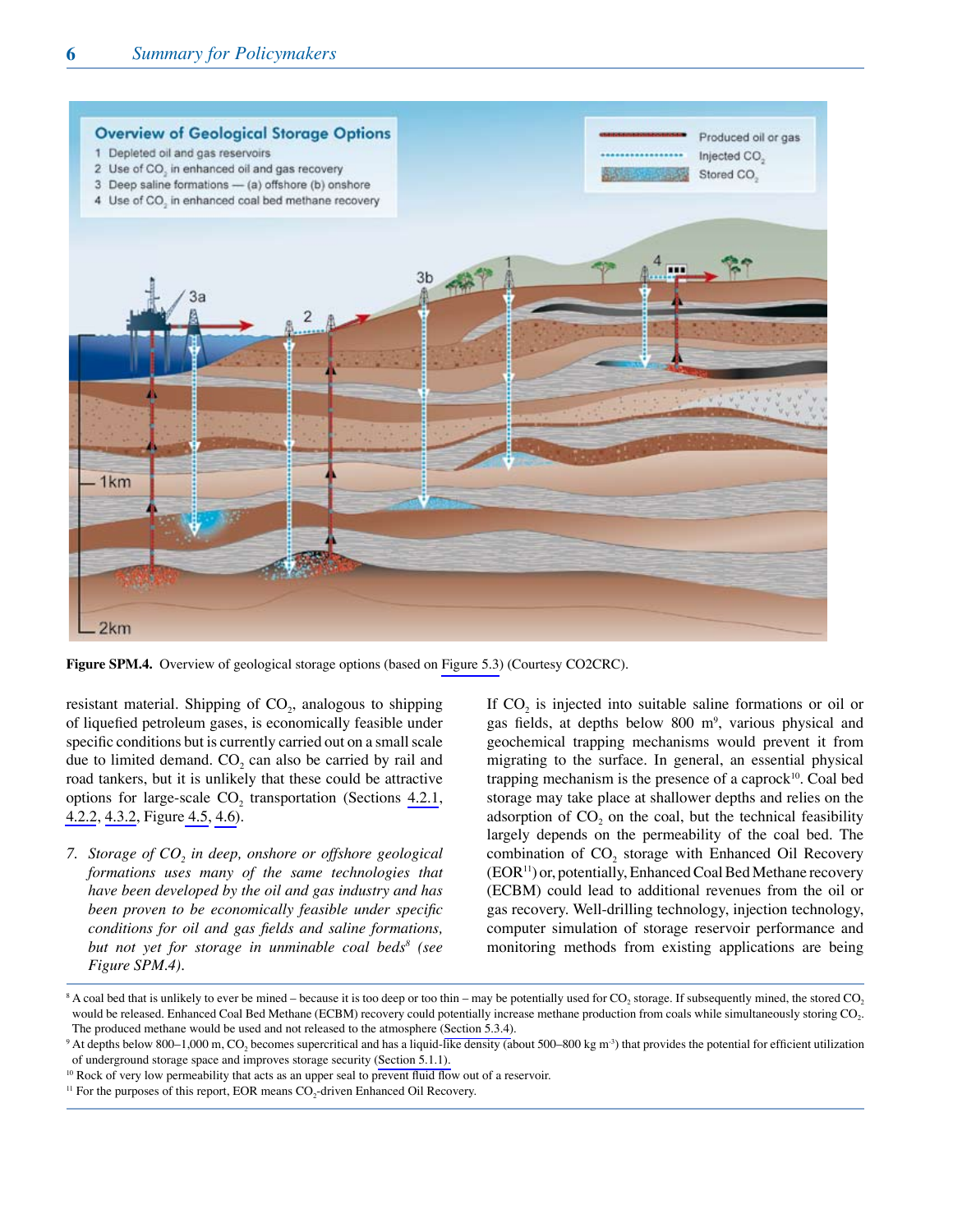Figure SPM.4. Overview of geological storage options (based on Figure 5.3) (Courtesy CO2CRC).

resistant material. Shipping of $CO_2$, analogous to shipping of liquefied petroleum gases, is economically feasible under specific conditions but is currently carried out on a small scale due to limited demand. $CO_2$ can also be carried by rail and road tankers, but it is unlikely that these could be attractive options for large-scale $CO_2$ transportation (Sections 4.2.1, 4.2.2, 4.3.2, Figure 4.5, 4.6).

7. *Storage of $CO_2$ in deep, onshore or offshore geological formations uses many of the same technologies that have been developed by the oil and gas industry and has been proven to be economically feasible under specific conditions for oil and gas fields and saline formations, but not yet for storage in unminable coal beds[8] (see Figure SPM.4).*

If $CO_2$ is injected into suitable saline formations or oil or gas fields, at depths below 800 m[9], various physical and geochemical trapping mechanisms would prevent it from migrating to the surface. In general, an essential physical trapping mechanism is the presence of a caprock[10]. Coal bed storage may take place at shallower depths and relies on the adsorption of $CO_2$ on the coal, but the technical feasibility largely depends on the permeability of the coal bed. The combination of $CO_2$ storage with Enhanced Oil Recovery (EOR[11]) or, potentially, Enhanced Coal Bed Methane recovery (ECBM) could lead to additional revenues from the oil or gas recovery. Well-drilling technology, injection technology, computer simulation of storage reservoir performance and monitoring methods from existing applications are being

---

[8] A coal bed that is unlikely to ever be mined – because it is too deep or too thin – may be potentially used for $CO_2$ storage. If subsequently mined, the stored $CO_2$ would be released. Enhanced Coal Bed Methane (ECBM) recovery could potentially increase methane production from coals while simultaneously storing $CO_2$. The produced methane would be used and not released to the atmosphere (Section 5.3.4).

[9] At depths below 800–1,000 m, $CO_2$ becomes supercritical and has a liquid-like density (about 500–800 kg m$^{-3}$) that provides the potential for efficient utilization of underground storage space and improves storage security (Section 5.1.1).

[10] Rock of very low permeability that acts as an upper seal to prevent fluid flow out of a reservoir.

[11] For the purposes of this report, EOR means $CO_2$-driven Enhanced Oil Recovery.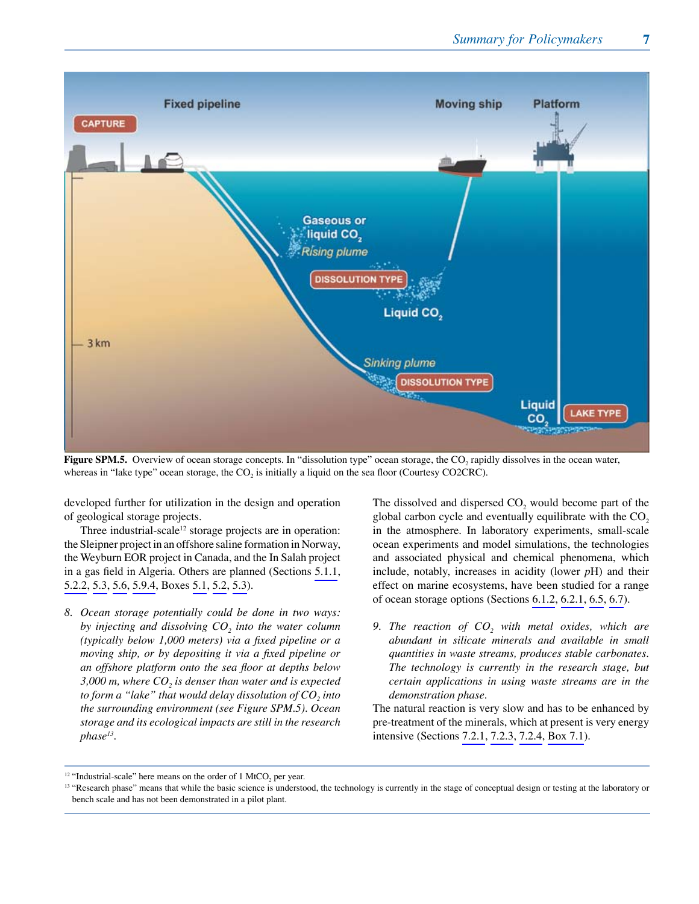Figure SPM.5. Overview of ocean storage concepts. In "dissolution type" ocean storage, the $CO_2$ rapidly dissolves in the ocean water, whereas in "lake type" ocean storage, the $CO_2$ is initially a liquid on the sea floor (Courtesy CO2CRC).

developed further for utilization in the design and operation of geological storage projects.

Three industrial-scale[12] storage projects are in operation: the Sleipner project in an offshore saline formation in Norway, the Weyburn EOR project in Canada, and the In Salah project in a gas field in Algeria. Others are planned (Sections 5.1.1, 5.2.2, 5.3, 5.6, 5.9.4, Boxes 5.1, 5.2, 5.3).

8. *Ocean storage potentially could be done in two ways: by injecting and dissolving $CO_2$ into the water column (typically below 1,000 meters) via a fixed pipeline or a moving ship, or by depositing it via a fixed pipeline or an offshore platform onto the sea floor at depths below 3,000 m, where $CO_2$ is denser than water and is expected to form a "lake" that would delay dissolution of $CO_2$ into the surrounding environment (see Figure SPM.5). Ocean storage and its ecological impacts are still in the research phase[13].*

The dissolved and dispersed $CO_2$ would become part of the global carbon cycle and eventually equilibrate with the $CO_2$ in the atmosphere. In laboratory experiments, small-scale ocean experiments and model simulations, the technologies and associated physical and chemical phenomena, which include, notably, increases in acidity (lower *p*H) and their effect on marine ecosystems, have been studied for a range of ocean storage options (Sections 6.1.2, 6.2.1, 6.5, 6.7).

9. *The reaction of $CO_2$ with metal oxides, which are abundant in silicate minerals and available in small quantities in waste streams, produces stable carbonates. The technology is currently in the research stage, but certain applications in using waste streams are in the demonstration phase.*

The natural reaction is very slow and has to be enhanced by pre-treatment of the minerals, which at present is very energy intensive (Sections 7.2.1, 7.2.3, 7.2.4, Box 7.1).

[12] "Industrial-scale" here means on the order of 1 $MtCO_2$ per year.

[13] "Research phase" means that while the basic science is understood, the technology is currently in the stage of conceptual design or testing at the laboratory or bench scale and has not been demonstrated in a pilot plant.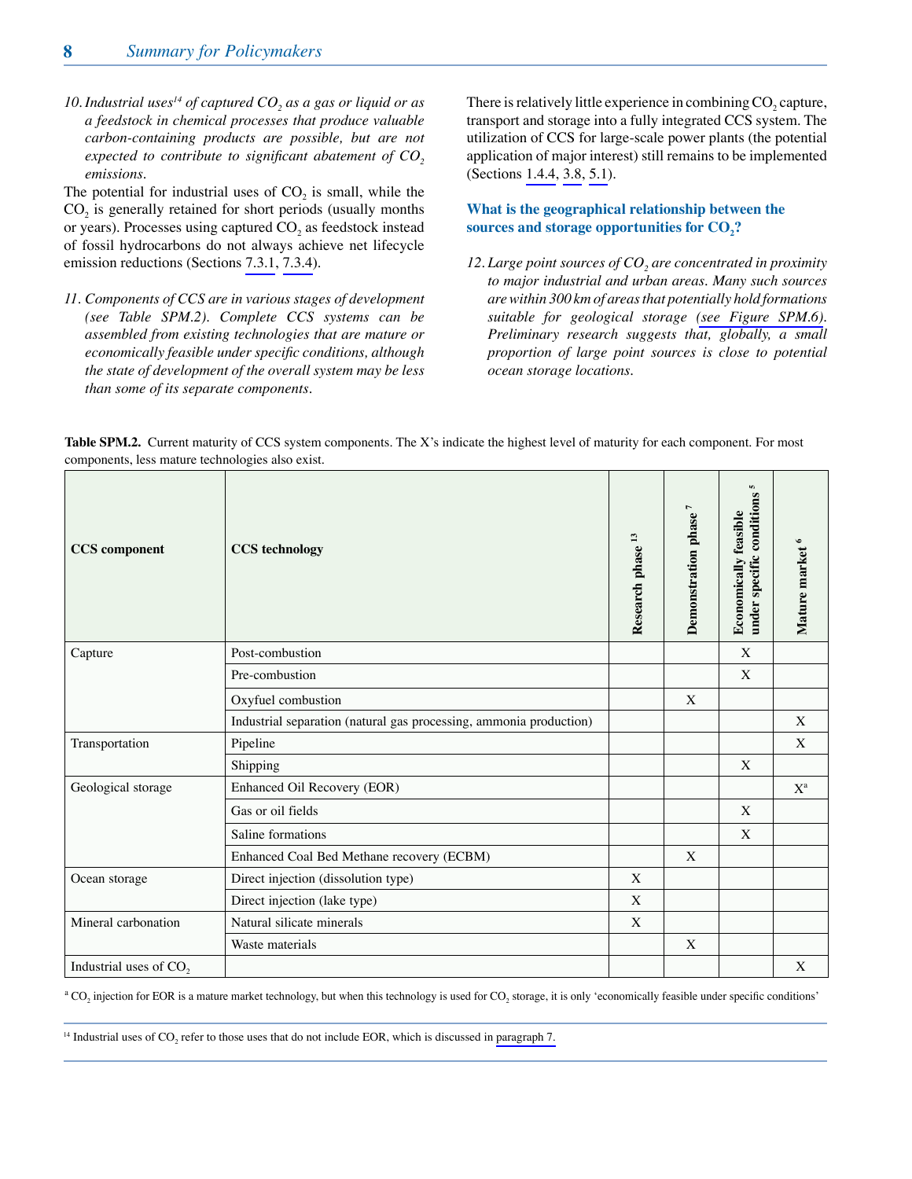*10. Industrial uses[14] of captured $CO_2$ as a gas or liquid or as a feedstock in chemical processes that produce valuable carbon-containing products are possible, but are not expected to contribute to significant abatement of $CO_2$ emissions.*

The potential for industrial uses of $CO_2$ is small, while the $CO_2$ is generally retained for short periods (usually months or years). Processes using captured $CO_2$ as feedstock instead of fossil hydrocarbons do not always achieve net lifecycle emission reductions (Sections 7.3.1, 7.3.4).

*11. Components of CCS are in various stages of development (see Table SPM.2). Complete CCS systems can be assembled from existing technologies that are mature or economically feasible under specific conditions, although the state of development of the overall system may be less than some of its separate components.*

There is relatively little experience in combining $CO_2$ capture, transport and storage into a fully integrated CCS system. The utilization of CCS for large-scale power plants (the potential application of major interest) still remains to be implemented (Sections 1.4.4, 3.8, 5.1).

### What is the geographical relationship between the sources and storage opportunities for $CO_2$?

*12. Large point sources of $CO_2$ are concentrated in proximity to major industrial and urban areas. Many such sources are within 300 km of areas that potentially hold formations suitable for geological storage (see Figure SPM.6). Preliminary research suggests that, globally, a small proportion of large point sources is close to potential ocean storage locations.*

**Table SPM.2.** Current maturity of CCS system components. The X's indicate the highest level of maturity for each component. For most components, less mature technologies also exist.

| CCS component | CCS technology | Research phase[13] | Demonstration phase[7] | Economically feasible under specific conditions[5] | Mature market[6] |
|---|---|---|---|---|---|
| Capture | Post-combustion | | | X | |
| | Pre-combustion | | | X | |
| | Oxyfuel combustion | | X | | |
| | Industrial separation (natural gas processing, ammonia production) | | | | X |
| Transportation | Pipeline | | | | X |
| | Shipping | | | X | |
| Geological storage | Enhanced Oil Recovery (EOR) | | | | X[a] |
| | Gas or oil fields | | | X | |
| | Saline formations | | | X | |
| | Enhanced Coal Bed Methane recovery (ECBM) | | X | | |
| Ocean storage | Direct injection (dissolution type) | X | | | |
| | Direct injection (lake type) | X | | | |
| Mineral carbonation | Natural silicate minerals | X | | | |
| | Waste materials | | X | | |
| Industrial uses of $CO_2$ | | | | | X |

[a] $CO_2$ injection for EOR is a mature market technology, but when this technology is used for $CO_2$ storage, it is only 'economically feasible under specific conditions'

[14] Industrial uses of $CO_2$ refer to those uses that do not include EOR, which is discussed in paragraph 7.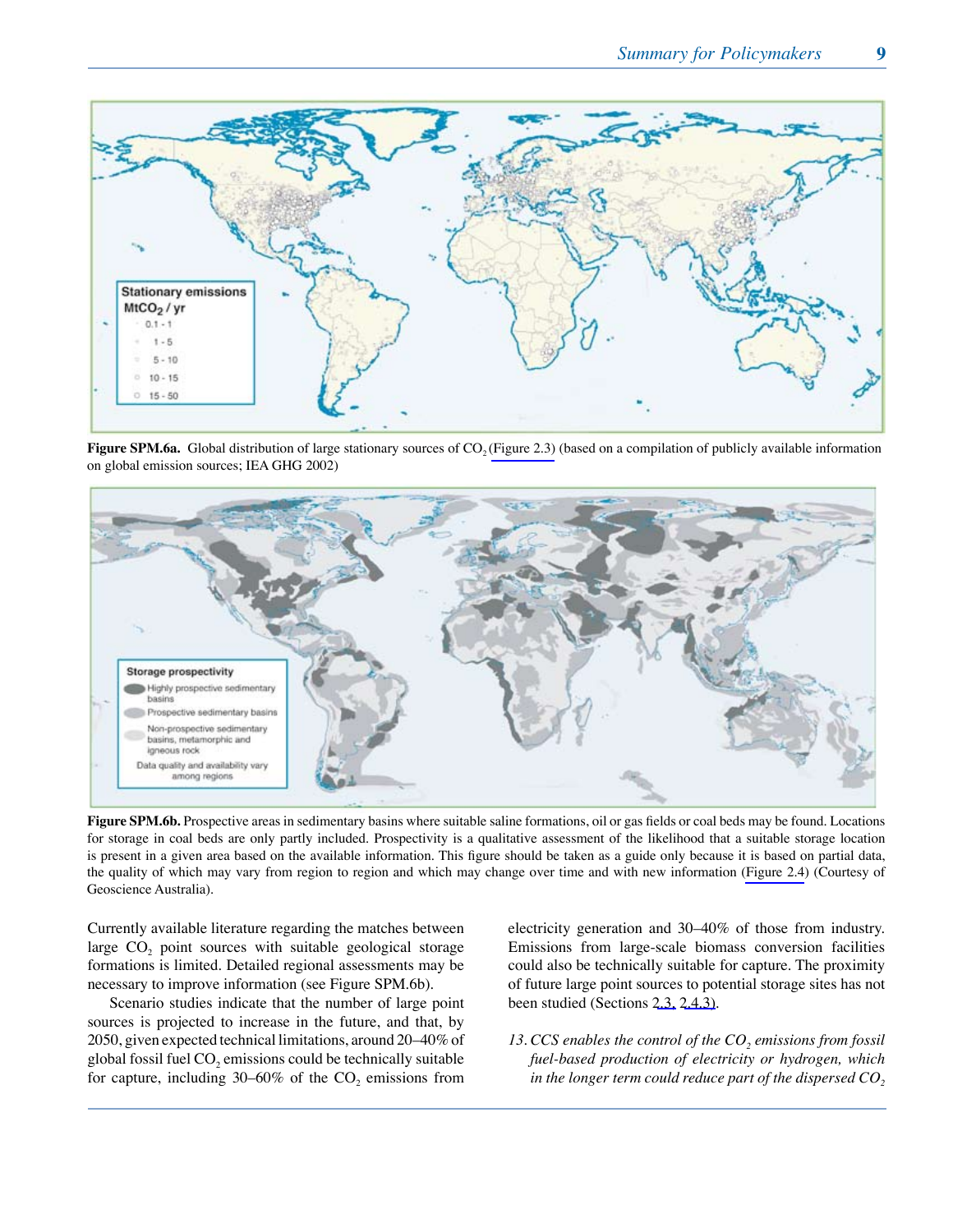Figure SPM.6a. Global distribution of large stationary sources of $CO_2$ (Figure 2.3) (based on a compilation of publicly available information on global emission sources; IEA GHG 2002)

Figure SPM.6b. Prospective areas in sedimentary basins where suitable saline formations, oil or gas fields or coal beds may be found. Locations for storage in coal beds are only partly included. Prospectivity is a qualitative assessment of the likelihood that a suitable storage location is present in a given area based on the available information. This figure should be taken as a guide only because it is based on partial data, the quality of which may vary from region to region and which may change over time and with new information (Figure 2.4) (Courtesy of Geoscience Australia).

Currently available literature regarding the matches between large $CO_2$ point sources with suitable geological storage formations is limited. Detailed regional assessments may be necessary to improve information (see Figure SPM.6b).

Scenario studies indicate that the number of large point sources is projected to increase in the future, and that, by 2050, given expected technical limitations, around 20–40% of global fossil fuel $CO_2$ emissions could be technically suitable for capture, including 30–60% of the $CO_2$ emissions from electricity generation and 30–40% of those from industry. Emissions from large-scale biomass conversion facilities could also be technically suitable for capture. The proximity of future large point sources to potential storage sites has not been studied (Sections 2.3, 2.4.3).

*13. CCS enables the control of the $CO_2$ emissions from fossil fuel-based production of electricity or hydrogen, which in the longer term could reduce part of the dispersed $CO_2$*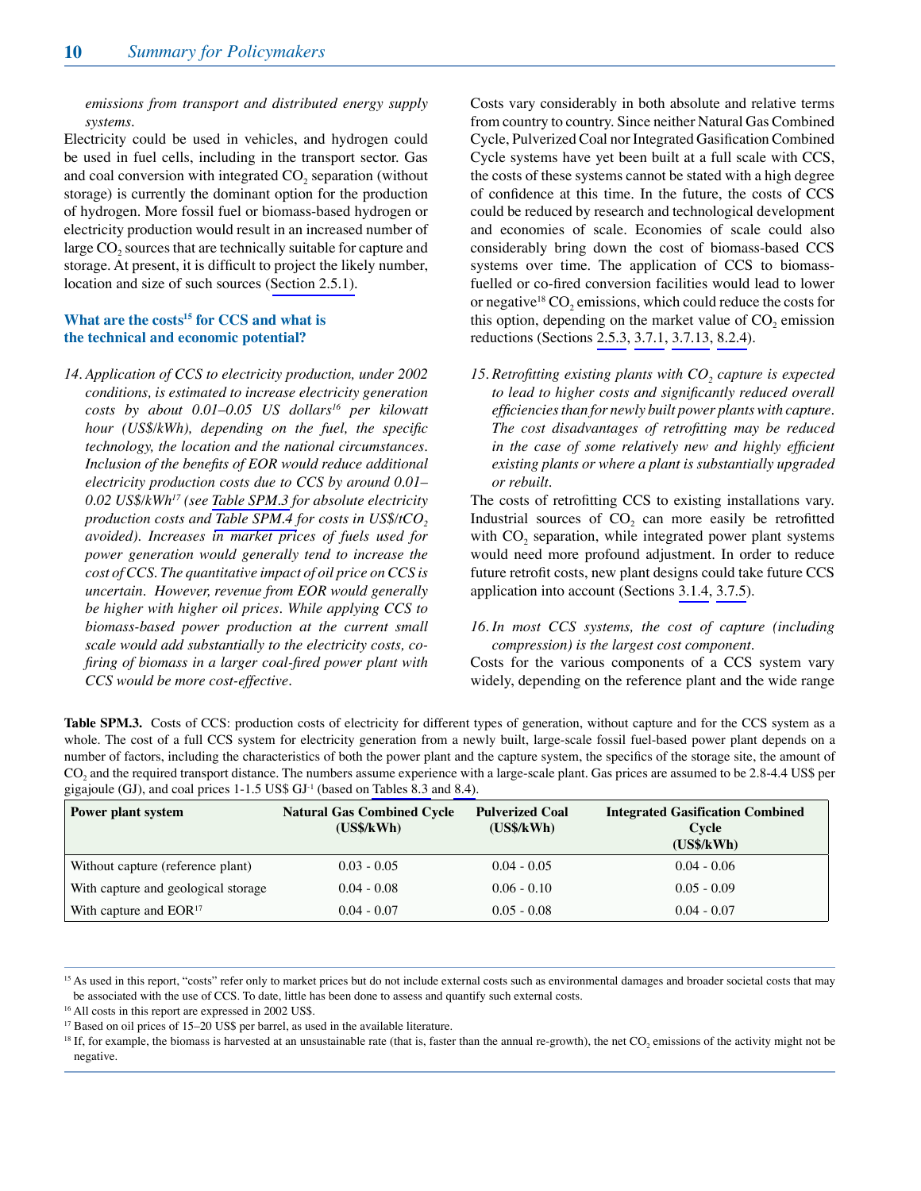*emissions from transport and distributed energy supply systems.*

Electricity could be used in vehicles, and hydrogen could be used in fuel cells, including in the transport sector. Gas and coal conversion with integrated $CO_2$ separation (without storage) is currently the dominant option for the production of hydrogen. More fossil fuel or biomass-based hydrogen or electricity production would result in an increased number of large $CO_2$ sources that are technically suitable for capture and storage. At present, it is difficult to project the likely number, location and size of such sources (Section 2.5.1).

### What are the costs[15] for CCS and what is the technical and economic potential?

*14. Application of CCS to electricity production, under 2002 conditions, is estimated to increase electricity generation costs by about 0.01–0.05 US dollars[16] per kilowatt hour (US$/kWh), depending on the fuel, the specific technology, the location and the national circumstances. Inclusion of the benefits of EOR would reduce additional electricity production costs due to CCS by around 0.01–0.02 US$/kWh[17] (see Table SPM.3 for absolute electricity production costs and Table SPM.4 for costs in US$/t$CO_2$ avoided). Increases in market prices of fuels used for power generation would generally tend to increase the cost of CCS. The quantitative impact of oil price on CCS is uncertain. However, revenue from EOR would generally be higher with higher oil prices. While applying CCS to biomass-based power production at the current small scale would add substantially to the electricity costs, co-firing of biomass in a larger coal-fired power plant with CCS would be more cost-effective.*

Costs vary considerably in both absolute and relative terms from country to country. Since neither Natural Gas Combined Cycle, Pulverized Coal nor Integrated Gasification Combined Cycle systems have yet been built at a full scale with CCS, the costs of these systems cannot be stated with a high degree of confidence at this time. In the future, the costs of CCS could be reduced by research and technological development and economies of scale. Economies of scale could also considerably bring down the cost of biomass-based CCS systems over time. The application of CCS to biomass-fuelled or co-fired conversion facilities would lead to lower or negative[18] $CO_2$ emissions, which could reduce the costs for this option, depending on the market value of $CO_2$ emission reductions (Sections 2.5.3, 3.7.1, 3.7.13, 8.2.4).

*15. Retrofitting existing plants with $CO_2$ capture is expected to lead to higher costs and significantly reduced overall efficiencies than for newly built power plants with capture. The cost disadvantages of retrofitting may be reduced in the case of some relatively new and highly efficient existing plants or where a plant is substantially upgraded or rebuilt.*

The costs of retrofitting CCS to existing installations vary. Industrial sources of $CO_2$ can more easily be retrofitted with $CO_2$ separation, while integrated power plant systems would need more profound adjustment. In order to reduce future retrofit costs, new plant designs could take future CCS application into account (Sections 3.1.4, 3.7.5).

*16. In most CCS systems, the cost of capture (including compression) is the largest cost component.*

Costs for the various components of a CCS system vary widely, depending on the reference plant and the wide range

**Table SPM.3.** Costs of CCS: production costs of electricity for different types of generation, without capture and for the CCS system as a whole. The cost of a full CCS system for electricity generation from a newly built, large-scale fossil fuel-based power plant depends on a number of factors, including the characteristics of both the power plant and the capture system, the specifics of the storage site, the amount of $CO_2$ and the required transport distance. The numbers assume experience with a large-scale plant. Gas prices are assumed to be 2.8-4.4 US$ per gigajoule (GJ), and coal prices 1-1.5 US$ GJ$^{-1}$ (based on Tables 8.3 and 8.4).

| Power plant system | Natural Gas Combined Cycle (US$/kWh) | Pulverized Coal (US$/kWh) | Integrated Gasification Combined Cycle (US$/kWh) |
|---|---|---|---|
| Without capture (reference plant) | 0.03 - 0.05 | 0.04 - 0.05 | 0.04 - 0.06 |
| With capture and geological storage | 0.04 - 0.08 | 0.06 - 0.10 | 0.05 - 0.09 |
| With capture and EOR[17] | 0.04 - 0.07 | 0.05 - 0.08 | 0.04 - 0.07 |

[15] As used in this report, "costs" refer only to market prices but do not include external costs such as environmental damages and broader societal costs that may be associated with the use of CCS. To date, little has been done to assess and quantify such external costs.

[16] All costs in this report are expressed in 2002 US$.

[17] Based on oil prices of 15–20 US$ per barrel, as used in the available literature.

[18] If, for example, the biomass is harvested at an unsustainable rate (that is, faster than the annual re-growth), the net $CO_2$ emissions of the activity might not be negative.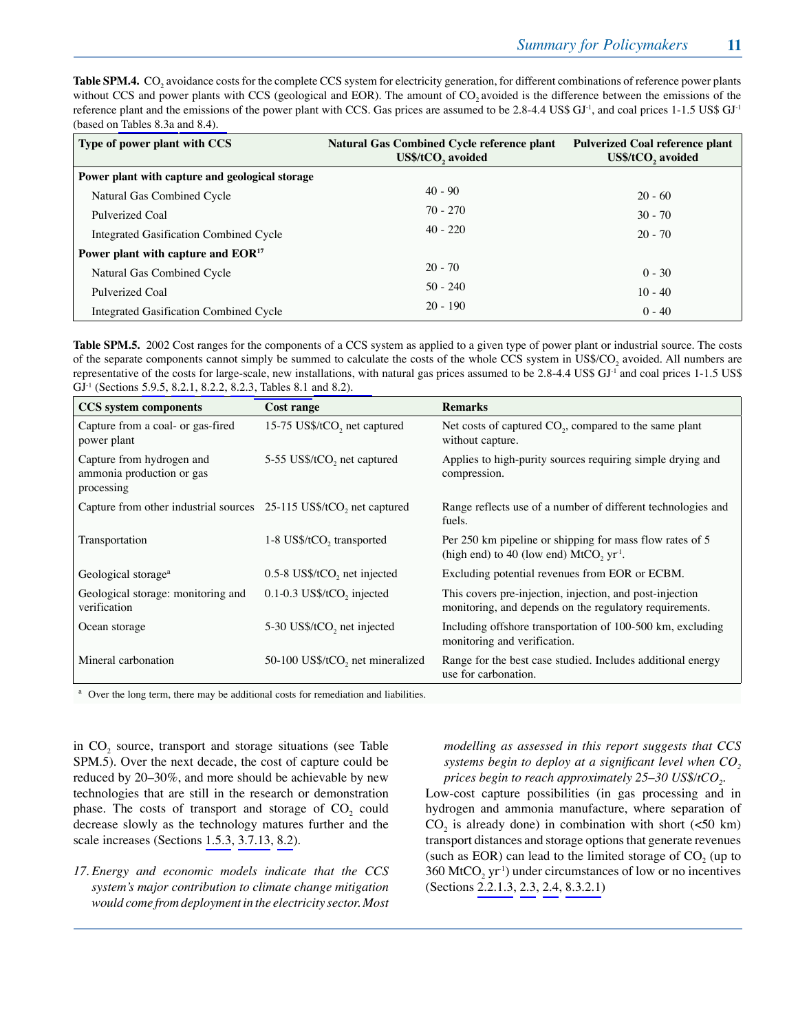**Table SPM.4.** $CO_2$ avoidance costs for the complete CCS system for electricity generation, for different combinations of reference power plants without CCS and power plants with CCS (geological and EOR). The amount of $CO_2$ avoided is the difference between the emissions of the reference plant and the emissions of the power plant with CCS. Gas prices are assumed to be 2.8-4.4 US\$ $GJ^{-1}$, and coal prices 1-1.5 US\$ $GJ^{-1}$ (based on Tables 8.3a and 8.4).

| Type of power plant with CCS | Natural Gas Combined Cycle reference plant US\$/t$CO_2$ avoided | Pulverized Coal reference plant US\$/t$CO_2$ avoided |
|---|---|---|
| **Power plant with capture and geological storage** | | |
| Natural Gas Combined Cycle | 40 - 90 | 20 - 60 |
| Pulverized Coal | 70 - 270 | 30 - 70 |
| Integrated Gasification Combined Cycle | 40 - 220 | 20 - 70 |
| **Power plant with capture and EOR[17]** | | |
| Natural Gas Combined Cycle | 20 - 70 | 0 - 30 |
| Pulverized Coal | 50 - 240 | 10 - 40 |
| Integrated Gasification Combined Cycle | 20 - 190 | 0 - 40 |

**Table SPM.5.** 2002 Cost ranges for the components of a CCS system as applied to a given type of power plant or industrial source. The costs of the separate components cannot simply be summed to calculate the costs of the whole CCS system in US\$/$CO_2$ avoided. All numbers are representative of the costs for large-scale, new installations, with natural gas prices assumed to be 2.8-4.4 US\$ $GJ^{-1}$ and coal prices 1-1.5 US\$ $GJ^{-1}$ (Sections 5.9.5, 8.2.1, 8.2.2, 8.2.3, Tables 8.1 and 8.2).

| CCS system components | Cost range | Remarks |
|---|---|---|
| Capture from a coal- or gas-fired power plant | 15-75 US\$/t$CO_2$ net captured | Net costs of captured $CO_2$, compared to the same plant without capture. |
| Capture from hydrogen and ammonia production or gas processing | 5-55 US\$/t$CO_2$ net captured | Applies to high-purity sources requiring simple drying and compression. |
| Capture from other industrial sources | 25-115 US\$/t$CO_2$ net captured | Range reflects use of a number of different technologies and fuels. |
| Transportation | 1-8 US\$/t$CO_2$ transported | Per 250 km pipeline or shipping for mass flow rates of 5 (high end) to 40 (low end) Mt$CO_2$ $yr^{-1}$. |
| Geological storage[a] | 0.5-8 US\$/t$CO_2$ net injected | Excluding potential revenues from EOR or ECBM. |
| Geological storage: monitoring and verification | 0.1-0.3 US\$/t$CO_2$ injected | This covers pre-injection, injection, and post-injection monitoring, and depends on the regulatory requirements. |
| Ocean storage | 5-30 US\$/t$CO_2$ net injected | Including offshore transportation of 100-500 km, excluding monitoring and verification. |
| Mineral carbonation | 50-100 US\$/t$CO_2$ net mineralized | Range for the best case studied. Includes additional energy use for carbonation. |

[a] Over the long term, there may be additional costs for remediation and liabilities.

in $CO_2$ source, transport and storage situations (see Table SPM.5). Over the next decade, the cost of capture could be reduced by 20–30%, and more should be achievable by new technologies that are still in the research or demonstration phase. The costs of transport and storage of $CO_2$ could decrease slowly as the technology matures further and the scale increases (Sections 1.5.3, 3.7.13, 8.2).

17. *Energy and economic models indicate that the CCS system's major contribution to climate change mitigation would come from deployment in the electricity sector. Most modelling as assessed in this report suggests that CCS systems begin to deploy at a significant level when $CO_2$ prices begin to reach approximately 25–30 US\$/t$CO_2$.*

Low-cost capture possibilities (in gas processing and in hydrogen and ammonia manufacture, where separation of $CO_2$ is already done) in combination with short (<50 km) transport distances and storage options that generate revenues (such as EOR) can lead to the limited storage of $CO_2$ (up to 360 Mt$CO_2$ $yr^{-1}$) under circumstances of low or no incentives (Sections 2.2.1.3, 2.3, 2.4, 8.3.2.1)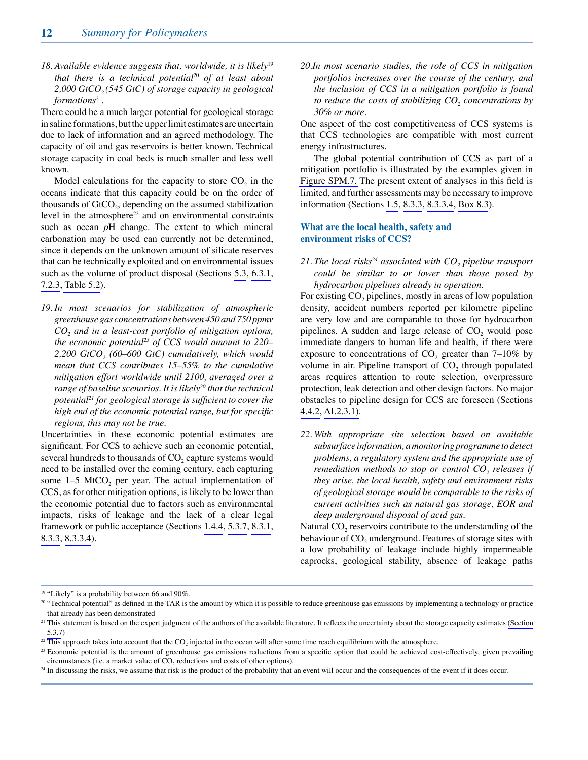*18. Available evidence suggests that, worldwide, it is likely[19] that there is a technical potential[20] of at least about 2,000 $GtCO_2$ (545 GtC) of storage capacity in geological formations[21].*

There could be a much larger potential for geological storage in saline formations, but the upper limit estimates are uncertain due to lack of information and an agreed methodology. The capacity of oil and gas reservoirs is better known. Technical storage capacity in coal beds is much smaller and less well known.

Model calculations for the capacity to store $CO_2$ in the oceans indicate that this capacity could be on the order of thousands of $GtCO_2$, depending on the assumed stabilization level in the atmosphere[22] and on environmental constraints such as ocean *p*H change. The extent to which mineral carbonation may be used can currently not be determined, since it depends on the unknown amount of silicate reserves that can be technically exploited and on environmental issues such as the volume of product disposal (Sections 5.3, 6.3.1, 7.2.3, Table 5.2).

*19. In most scenarios for stabilization of atmospheric greenhouse gas concentrations between 450 and 750 ppmv $CO_2$ and in a least-cost portfolio of mitigation options, the economic potential[23] of CCS would amount to 220–2,200 $GtCO_2$ (60–600 GtC) cumulatively, which would mean that CCS contributes 15–55% to the cumulative mitigation effort worldwide until 2100, averaged over a range of baseline scenarios. It is likely[20] that the technical potential[21] for geological storage is sufficient to cover the high end of the economic potential range, but for specific regions, this may not be true.*

Uncertainties in these economic potential estimates are significant. For CCS to achieve such an economic potential, several hundreds to thousands of $CO_2$ capture systems would need to be installed over the coming century, each capturing some 1–5 $MtCO_2$ per year. The actual implementation of CCS, as for other mitigation options, is likely to be lower than the economic potential due to factors such as environmental impacts, risks of leakage and the lack of a clear legal framework or public acceptance (Sections 1.4.4, 5.3.7, 8.3.1, 8.3.3, 8.3.3.4).

*20. In most scenario studies, the role of CCS in mitigation portfolios increases over the course of the century, and the inclusion of CCS in a mitigation portfolio is found to reduce the costs of stabilizing $CO_2$ concentrations by 30% or more.*

One aspect of the cost competitiveness of CCS systems is that CCS technologies are compatible with most current energy infrastructures.

The global potential contribution of CCS as part of a mitigation portfolio is illustrated by the examples given in Figure SPM.7. The present extent of analyses in this field is limited, and further assessments may be necessary to improve information (Sections 1.5, 8.3.3, 8.3.3.4, Box 8.3).

## What are the local health, safety and environment risks of CCS?

*21. The local risks[24] associated with $CO_2$ pipeline transport could be similar to or lower than those posed by hydrocarbon pipelines already in operation.*

For existing $CO_2$ pipelines, mostly in areas of low population density, accident numbers reported per kilometre pipeline are very low and are comparable to those for hydrocarbon pipelines. A sudden and large release of $CO_2$ would pose immediate dangers to human life and health, if there were exposure to concentrations of $CO_2$ greater than 7–10% by volume in air. Pipeline transport of $CO_2$ through populated areas requires attention to route selection, overpressure protection, leak detection and other design factors. No major obstacles to pipeline design for CCS are foreseen (Sections 4.4.2, AI.2.3.1).

*22. With appropriate site selection based on available subsurface information, a monitoring programme to detect problems, a regulatory system and the appropriate use of remediation methods to stop or control $CO_2$ releases if they arise, the local health, safety and environment risks of geological storage would be comparable to the risks of current activities such as natural gas storage, EOR and deep underground disposal of acid gas.*

Natural $CO_2$ reservoirs contribute to the understanding of the behaviour of $CO_2$ underground. Features of storage sites with a low probability of leakage include highly impermeable caprocks, geological stability, absence of leakage paths

---

[19] "Likely" is a probability between 66 and 90%.

[20] "Technical potential" as defined in the TAR is the amount by which it is possible to reduce greenhouse gas emissions by implementing a technology or practice that already has been demonstrated

[21] This statement is based on the expert judgment of the authors of the available literature. It reflects the uncertainty about the storage capacity estimates (Section 5.3.7)

[22] This approach takes into account that the $CO_2$ injected in the ocean will after some time reach equilibrium with the atmosphere.

[23] Economic potential is the amount of greenhouse gas emissions reductions from a specific option that could be achieved cost-effectively, given prevailing circumstances (i.e. a market value of $CO_2$ reductions and costs of other options).

[24] In discussing the risks, we assume that risk is the product of the probability that an event will occur and the consequences of the event if it does occur.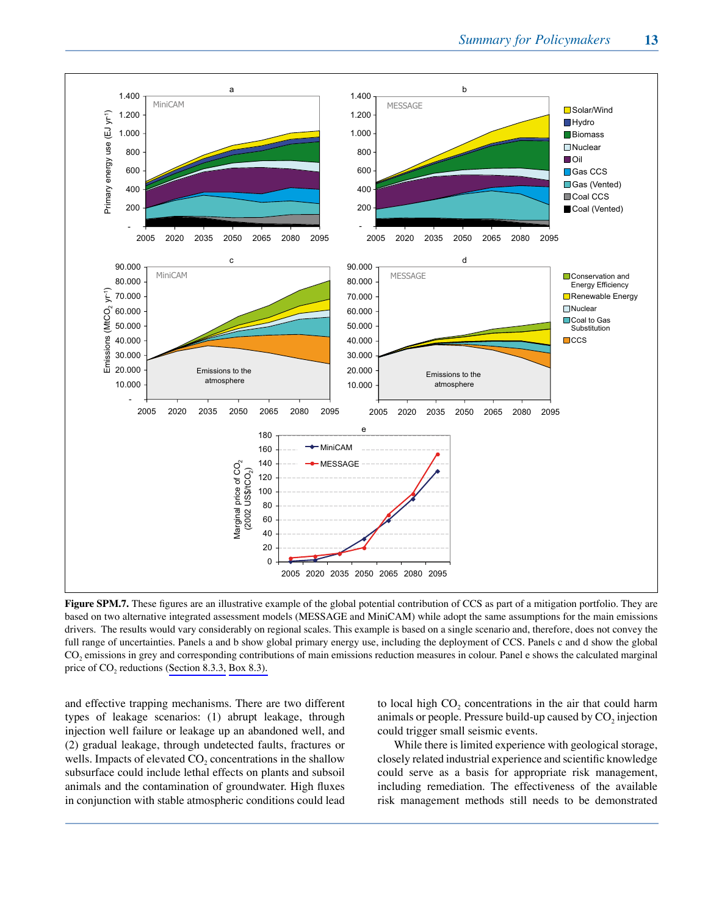**Figure SPM.7.** These figures are an illustrative example of the global potential contribution of CCS as part of a mitigation portfolio. They are based on two alternative integrated assessment models (MESSAGE and MiniCAM) while adopt the same assumptions for the main emissions drivers. The results would vary considerably on regional scales. This example is based on a single scenario and, therefore, does not convey the full range of uncertainties. Panels a and b show global primary energy use, including the deployment of CCS. Panels c and d show the global $CO_2$ emissions in grey and corresponding contributions of main emissions reduction measures in colour. Panel e shows the calculated marginal price of $CO_2$ reductions (Section 8.3.3, Box 8.3).

and effective trapping mechanisms. There are two different types of leakage scenarios: (1) abrupt leakage, through injection well failure or leakage up an abandoned well, and (2) gradual leakage, through undetected faults, fractures or wells. Impacts of elevated $CO_2$ concentrations in the shallow subsurface could include lethal effects on plants and subsoil animals and the contamination of groundwater. High fluxes in conjunction with stable atmospheric conditions could lead to local high $CO_2$ concentrations in the air that could harm animals or people. Pressure build-up caused by $CO_2$ injection could trigger small seismic events.

While there is limited experience with geological storage, closely related industrial experience and scientific knowledge could serve as a basis for appropriate risk management, including remediation. The effectiveness of the available risk management methods still needs to be demonstrated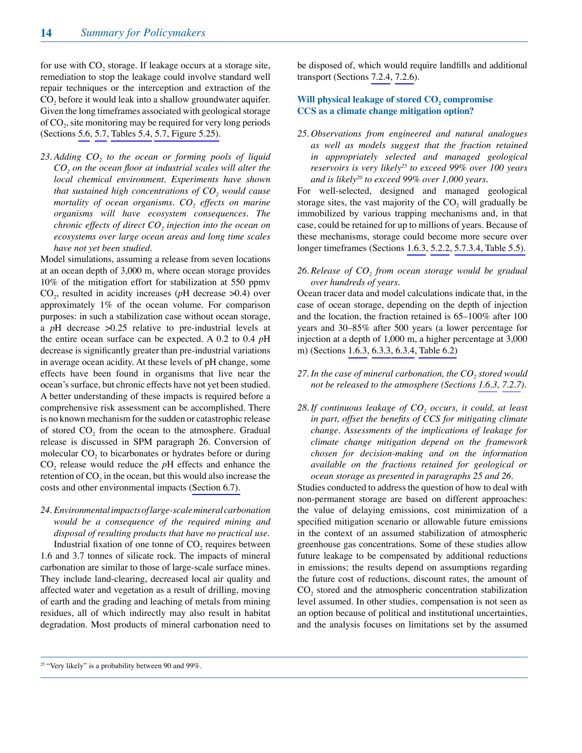for use with $CO_2$ storage. If leakage occurs at a storage site, remediation to stop the leakage could involve standard well repair techniques or the interception and extraction of the $CO_2$ before it would leak into a shallow groundwater aquifer. Given the long timeframes associated with geological storage of $CO_2$, site monitoring may be required for very long periods (Sections 5.6, 5.7, Tables 5.4, 5.7, Figure 5.25).

23. *Adding $CO_2$ to the ocean or forming pools of liquid $CO_2$ on the ocean floor at industrial scales will alter the local chemical environment. Experiments have shown that sustained high concentrations of $CO_2$ would cause mortality of ocean organisms. $CO_2$ effects on marine organisms will have ecosystem consequences. The chronic effects of direct $CO_2$ injection into the ocean on ecosystems over large ocean areas and long time scales have not yet been studied.*

Model simulations, assuming a release from seven locations at an ocean depth of 3,000 m, where ocean storage provides 10% of the mitigation effort for stabilization at 550 ppmv $CO_2$, resulted in acidity increases ($p$H decrease >0.4) over approximately 1% of the ocean volume. For comparison purposes: in such a stabilization case without ocean storage, a $p$H decrease >0.25 relative to pre-industrial levels at the entire ocean surface can be expected. A 0.2 to 0.4 $p$H decrease is significantly greater than pre-industrial variations in average ocean acidity. At these levels of pH change, some effects have been found in organisms that live near the ocean's surface, but chronic effects have not yet been studied. A better understanding of these impacts is required before a comprehensive risk assessment can be accomplished. There is no known mechanism for the sudden or catastrophic release of stored $CO_2$ from the ocean to the atmosphere. Gradual release is discussed in SPM paragraph 26. Conversion of molecular $CO_2$ to bicarbonates or hydrates before or during $CO_2$ release would reduce the $p$H effects and enhance the retention of $CO_2$ in the ocean, but this would also increase the costs and other environmental impacts (Section 6.7).

24. *Environmental impacts of large-scale mineral carbonation would be a consequence of the required mining and disposal of resulting products that have no practical use.*

Industrial fixation of one tonne of $CO_2$ requires between 1.6 and 3.7 tonnes of silicate rock. The impacts of mineral carbonation are similar to those of large-scale surface mines. They include land-clearing, decreased local air quality and affected water and vegetation as a result of drilling, moving of earth and the grading and leaching of metals from mining residues, all of which indirectly may also result in habitat degradation. Most products of mineral carbonation need to be disposed of, which would require landfills and additional transport (Sections 7.2.4, 7.2.6).

### Will physical leakage of stored $CO_2$ compromise CCS as a climate change mitigation option?

25. *Observations from engineered and natural analogues as well as models suggest that the fraction retained in appropriately selected and managed geological reservoirs is very likely[25] to exceed 99% over 100 years and is likely[20] to exceed 99% over 1,000 years.*

For well-selected, designed and managed geological storage sites, the vast majority of the $CO_2$ will gradually be immobilized by various trapping mechanisms and, in that case, could be retained for up to millions of years. Because of these mechanisms, storage could become more secure over longer timeframes (Sections 1.6.3, 5.2.2, 5.7.3.4, Table 5.5).

26. *Release of $CO_2$ from ocean storage would be gradual over hundreds of years.*

Ocean tracer data and model calculations indicate that, in the case of ocean storage, depending on the depth of injection and the location, the fraction retained is 65–100% after 100 years and 30–85% after 500 years (a lower percentage for injection at a depth of 1,000 m, a higher percentage at 3,000 m) (Sections 1.6.3, 6.3.3, 6.3.4, Table 6.2)

27. *In the case of mineral carbonation, the $CO_2$ stored would not be released to the atmosphere (Sections 1.6.3, 7.2.7).*

28. *If continuous leakage of $CO_2$ occurs, it could, at least in part, offset the benefits of CCS for mitigating climate change. Assessments of the implications of leakage for climate change mitigation depend on the framework chosen for decision-making and on the information available on the fractions retained for geological or ocean storage as presented in paragraphs 25 and 26.*

Studies conducted to address the question of how to deal with non-permanent storage are based on different approaches: the value of delaying emissions, cost minimization of a specified mitigation scenario or allowable future emissions in the context of an assumed stabilization of atmospheric greenhouse gas concentrations. Some of these studies allow future leakage to be compensated by additional reductions in emissions; the results depend on assumptions regarding the future cost of reductions, discount rates, the amount of $CO_2$ stored and the atmospheric concentration stabilization level assumed. In other studies, compensation is not seen as an option because of political and institutional uncertainties, and the analysis focuses on limitations set by the assumed

[25] "Very likely" is a probability between 90 and 99%.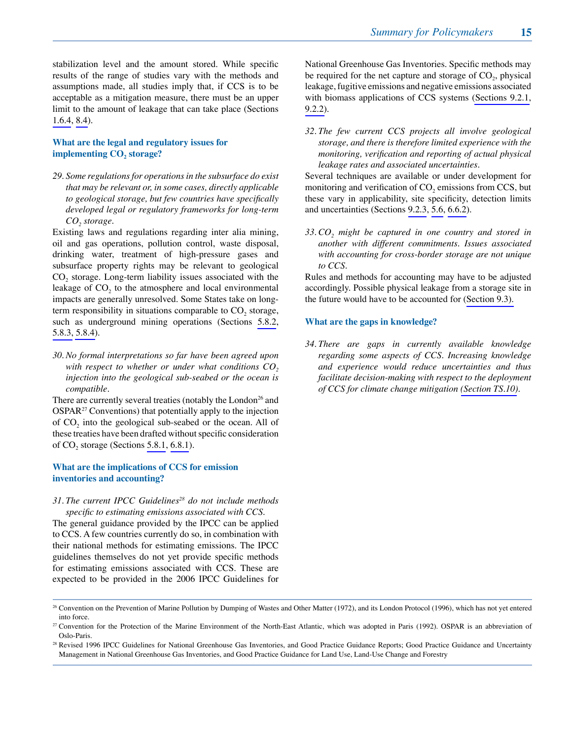stabilization level and the amount stored. While specific results of the range of studies vary with the methods and assumptions made, all studies imply that, if CCS is to be acceptable as a mitigation measure, there must be an upper limit to the amount of leakage that can take place (Sections 1.6.4, 8.4).

### What are the legal and regulatory issues for implementing $CO_2$ storage?

*29. Some regulations for operations in the subsurface do exist that may be relevant or, in some cases, directly applicable to geological storage, but few countries have specifically developed legal or regulatory frameworks for long-term $CO_2$ storage.*

Existing laws and regulations regarding inter alia mining, oil and gas operations, pollution control, waste disposal, drinking water, treatment of high-pressure gases and subsurface property rights may be relevant to geological $CO_2$ storage. Long-term liability issues associated with the leakage of $CO_2$ to the atmosphere and local environmental impacts are generally unresolved. Some States take on long-term responsibility in situations comparable to $CO_2$ storage, such as underground mining operations (Sections 5.8.2, 5.8.3, 5.8.4).

*30. No formal interpretations so far have been agreed upon with respect to whether or under what conditions $CO_2$ injection into the geological sub-seabed or the ocean is compatible.*

There are currently several treaties (notably the London[26] and OSPAR[27] Conventions) that potentially apply to the injection of $CO_2$ into the geological sub-seabed or the ocean. All of these treaties have been drafted without specific consideration of $CO_2$ storage (Sections 5.8.1, 6.8.1).

### What are the implications of CCS for emission inventories and accounting?

*31. The current IPCC Guidelines[28] do not include methods specific to estimating emissions associated with CCS.*

The general guidance provided by the IPCC can be applied to CCS. A few countries currently do so, in combination with their national methods for estimating emissions. The IPCC guidelines themselves do not yet provide specific methods for estimating emissions associated with CCS. These are expected to be provided in the 2006 IPCC Guidelines for National Greenhouse Gas Inventories. Specific methods may be required for the net capture and storage of $CO_2$, physical leakage, fugitive emissions and negative emissions associated with biomass applications of CCS systems (Sections 9.2.1, 9.2.2).

*32. The few current CCS projects all involve geological storage, and there is therefore limited experience with the monitoring, verification and reporting of actual physical leakage rates and associated uncertainties.*

Several techniques are available or under development for monitoring and verification of $CO_2$ emissions from CCS, but these vary in applicability, site specificity, detection limits and uncertainties (Sections 9.2.3, 5.6, 6.6.2).

*33. $CO_2$ might be captured in one country and stored in another with different commitments. Issues associated with accounting for cross-border storage are not unique to CCS.*

Rules and methods for accounting may have to be adjusted accordingly. Possible physical leakage from a storage site in the future would have to be accounted for (Section 9.3).

### What are the gaps in knowledge?

*34. There are gaps in currently available knowledge regarding some aspects of CCS. Increasing knowledge and experience would reduce uncertainties and thus facilitate decision-making with respect to the deployment of CCS for climate change mitigation (Section TS.10).*

---

[26] Convention on the Prevention of Marine Pollution by Dumping of Wastes and Other Matter (1972), and its London Protocol (1996), which has not yet entered into force.

[27] Convention for the Protection of the Marine Environment of the North-East Atlantic, which was adopted in Paris (1992). OSPAR is an abbreviation of Oslo-Paris.

[28] Revised 1996 IPCC Guidelines for National Greenhouse Gas Inventories, and Good Practice Guidance Reports; Good Practice Guidance and Uncertainty Management in National Greenhouse Gas Inventories, and Good Practice Guidance for Land Use, Land-Use Change and Forestry